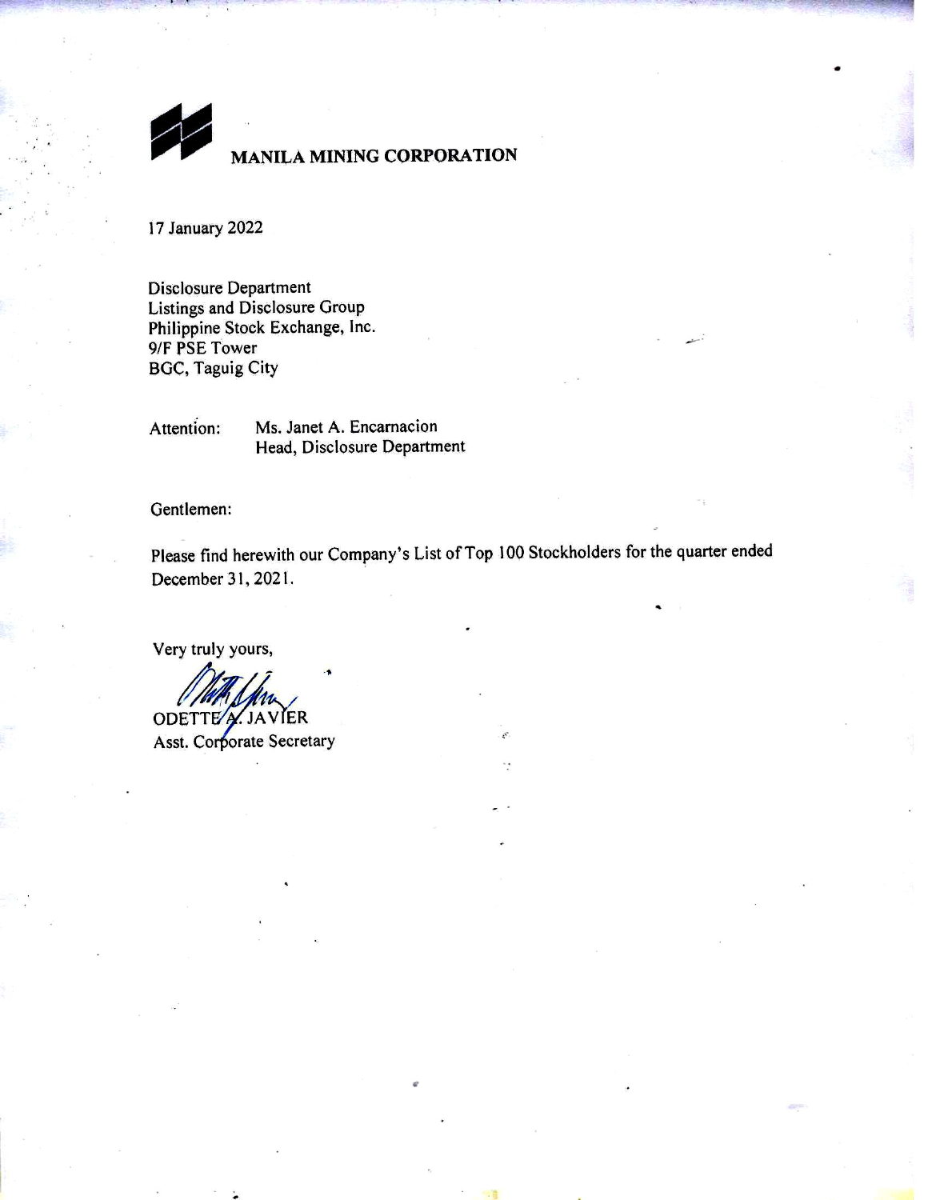**MANILA MINING CORPORATION**

17 January 2022

Disclosure Department
Listings and Disclosure Group
Philippine Stock Exchange, Inc.
9/F PSE Tower
BGC, Taguig City

Attention: Ms. Janet A. Encarnacion
Head, Disclosure Department

Gentlemen:

Please find herewith our Company's List of Top 100 Stockholders for the quarter ended December 31, 2021.

Very truly yours,

ODETTE A. JAVIER
Asst. Corporate Secretary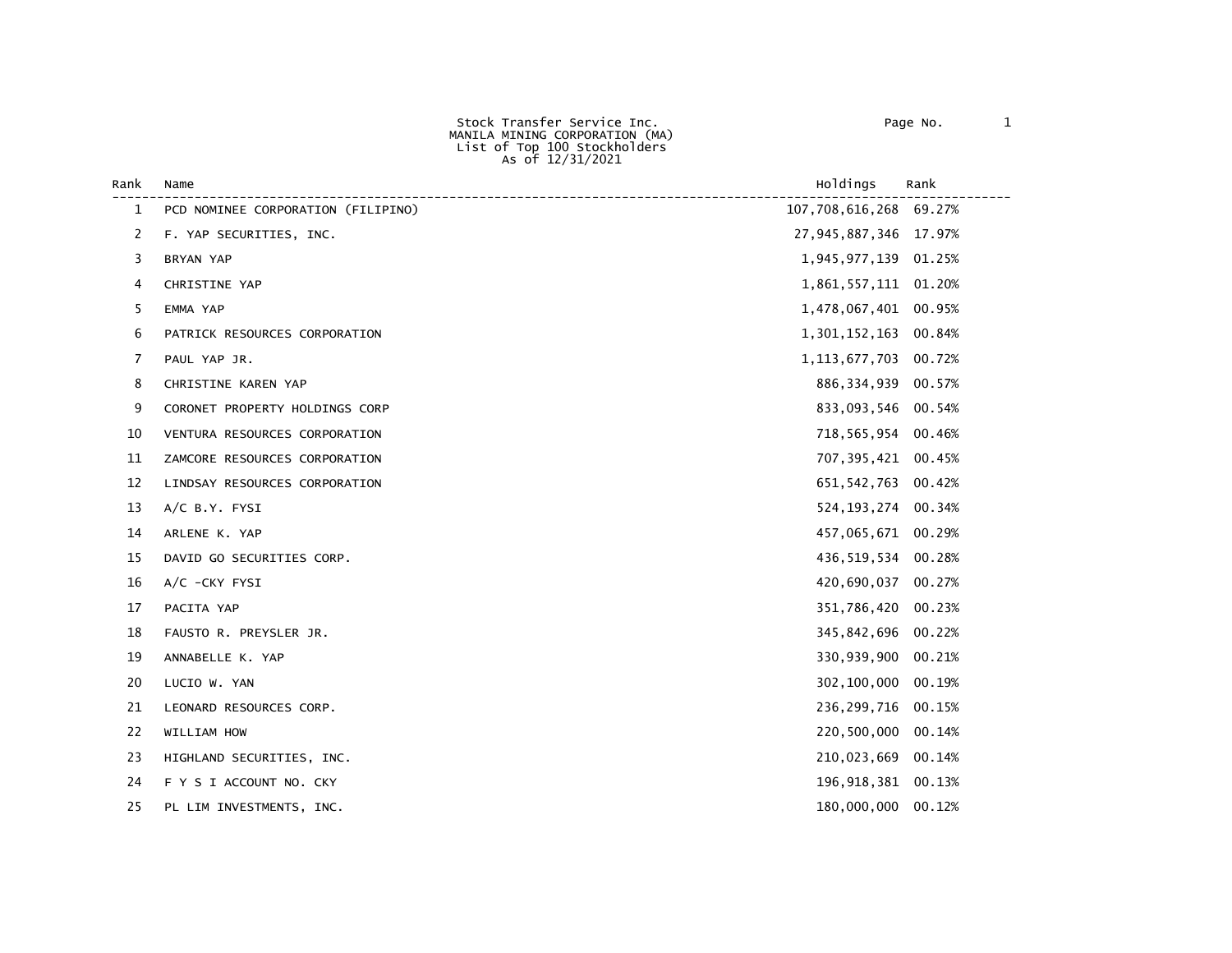Stock Transfer Service Inc.
MANILA MINING CORPORATION (MA)
List of Top 100 Stockholders
As of 12/31/2021

| Rank | Name | Holdings | Rank |
|---|---|---|---|
| 1 | PCD NOMINEE CORPORATION (FILIPINO) | 107,708,616,268 | 69.27% |
| 2 | F. YAP SECURITIES, INC. | 27,945,887,346 | 17.97% |
| 3 | BRYAN YAP | 1,945,977,139 | 01.25% |
| 4 | CHRISTINE YAP | 1,861,557,111 | 01.20% |
| 5 | EMMA YAP | 1,478,067,401 | 00.95% |
| 6 | PATRICK RESOURCES CORPORATION | 1,301,152,163 | 00.84% |
| 7 | PAUL YAP JR. | 1,113,677,703 | 00.72% |
| 8 | CHRISTINE KAREN YAP | 886,334,939 | 00.57% |
| 9 | CORONET PROPERTY HOLDINGS CORP | 833,093,546 | 00.54% |
| 10 | VENTURA RESOURCES CORPORATION | 718,565,954 | 00.46% |
| 11 | ZAMCORE RESOURCES CORPORATION | 707,395,421 | 00.45% |
| 12 | LINDSAY RESOURCES CORPORATION | 651,542,763 | 00.42% |
| 13 | A/C B.Y. FYSI | 524,193,274 | 00.34% |
| 14 | ARLENE K. YAP | 457,065,671 | 00.29% |
| 15 | DAVID GO SECURITIES CORP. | 436,519,534 | 00.28% |
| 16 | A/C -CKY FYSI | 420,690,037 | 00.27% |
| 17 | PACITA YAP | 351,786,420 | 00.23% |
| 18 | FAUSTO R. PREYSLER JR. | 345,842,696 | 00.22% |
| 19 | ANNABELLE K. YAP | 330,939,900 | 00.21% |
| 20 | LUCIO W. YAN | 302,100,000 | 00.19% |
| 21 | LEONARD RESOURCES CORP. | 236,299,716 | 00.15% |
| 22 | WILLIAM HOW | 220,500,000 | 00.14% |
| 23 | HIGHLAND SECURITIES, INC. | 210,023,669 | 00.14% |
| 24 | F Y S I ACCOUNT NO. CKY | 196,918,381 | 00.13% |
| 25 | PL LIM INVESTMENTS, INC. | 180,000,000 | 00.12% |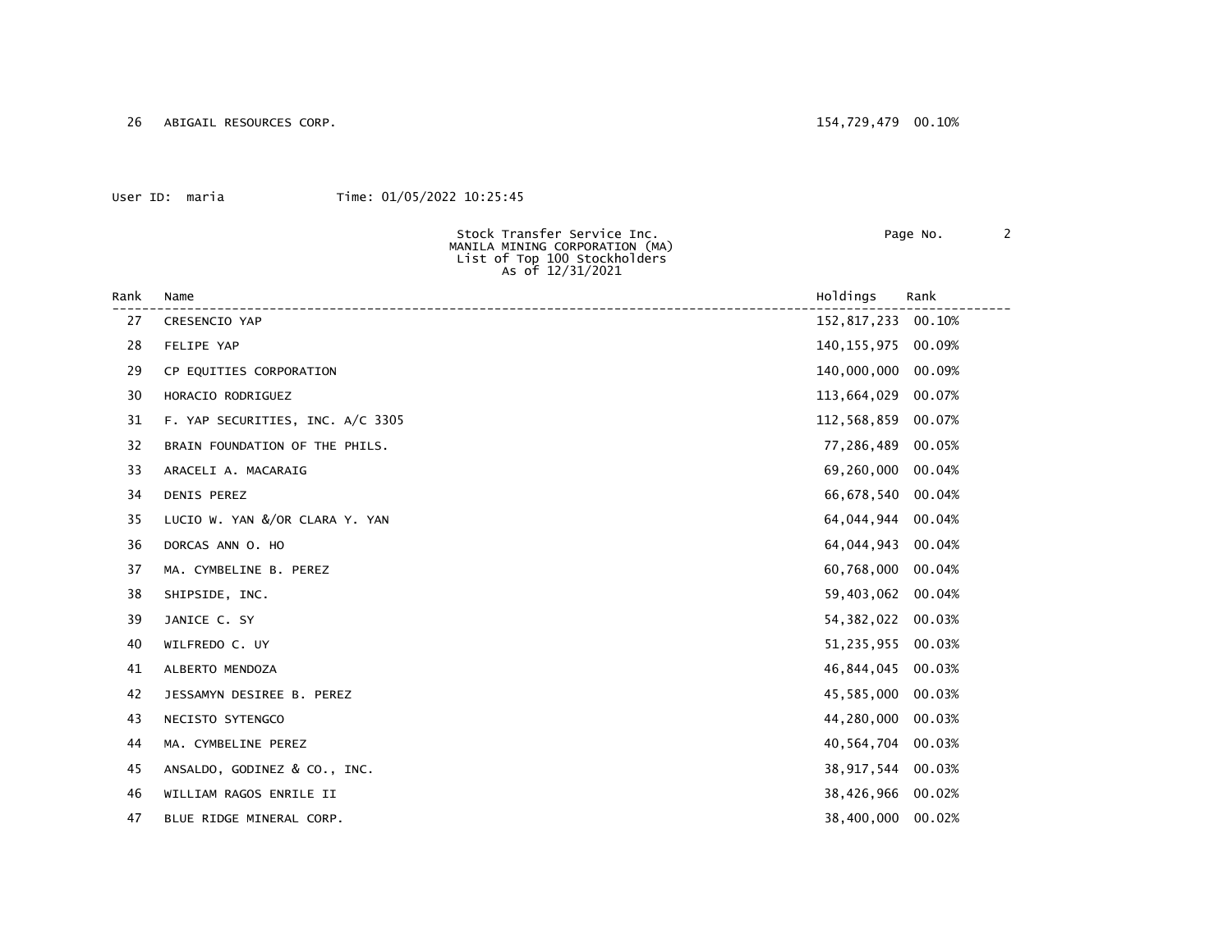| Rank | Name | Holdings | Rank |
|---|---|---|---|
| 26 | ABIGAIL RESOURCES CORP. | 154,729,479 | 00.10% |

User ID: maria Time: 01/05/2022 10:25:45

Stock Transfer Service Inc.
MANILA MINING CORPORATION (MA)
List of Top 100 Stockholders
As of 12/31/2021

| Rank | Name | Holdings | Rank |
|---|---|---|---|
| 27 | CRESENCIO YAP | 152,817,233 | 00.10% |
| 28 | FELIPE YAP | 140,155,975 | 00.09% |
| 29 | CP EQUITIES CORPORATION | 140,000,000 | 00.09% |
| 30 | HORACIO RODRIGUEZ | 113,664,029 | 00.07% |
| 31 | F. YAP SECURITIES, INC. A/C 3305 | 112,568,859 | 00.07% |
| 32 | BRAIN FOUNDATION OF THE PHILS. | 77,286,489 | 00.05% |
| 33 | ARACELI A. MACARAIG | 69,260,000 | 00.04% |
| 34 | DENIS PEREZ | 66,678,540 | 00.04% |
| 35 | LUCIO W. YAN &/OR CLARA Y. YAN | 64,044,944 | 00.04% |
| 36 | DORCAS ANN O. HO | 64,044,943 | 00.04% |
| 37 | MA. CYMBELINE B. PEREZ | 60,768,000 | 00.04% |
| 38 | SHIPSIDE, INC. | 59,403,062 | 00.04% |
| 39 | JANICE C. SY | 54,382,022 | 00.03% |
| 40 | WILFREDO C. UY | 51,235,955 | 00.03% |
| 41 | ALBERTO MENDOZA | 46,844,045 | 00.03% |
| 42 | JESSAMYN DESIREE B. PEREZ | 45,585,000 | 00.03% |
| 43 | NECISTO SYTENGCO | 44,280,000 | 00.03% |
| 44 | MA. CYMBELINE PEREZ | 40,564,704 | 00.03% |
| 45 | ANSALDO, GODINEZ & CO., INC. | 38,917,544 | 00.03% |
| 46 | WILLIAM RAGOS ENRILE II | 38,426,966 | 00.02% |
| 47 | BLUE RIDGE MINERAL CORP. | 38,400,000 | 00.02% |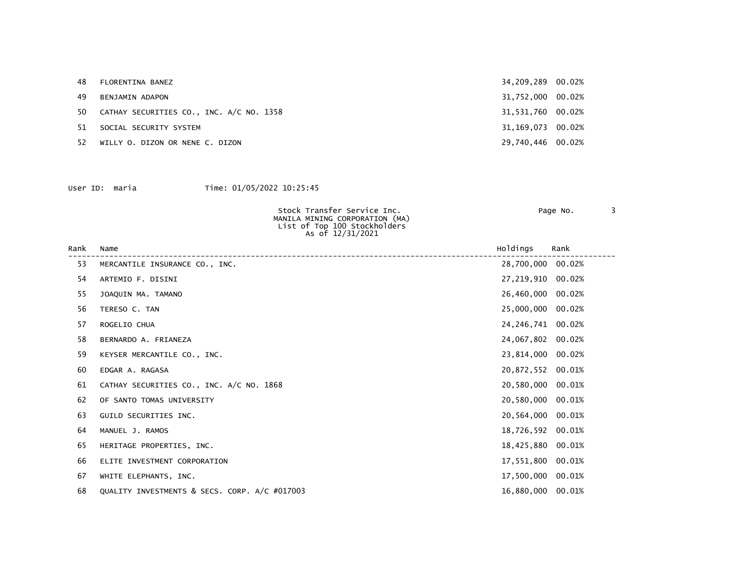| Rank | Name | Holdings | Rank |
|---|---|---|---|
| 48 | FLORENTINA BANEZ | 34,209,289 | 00.02% |
| 49 | BENJAMIN ADAPON | 31,752,000 | 00.02% |
| 50 | CATHAY SECURITIES CO., INC. A/C NO. 1358 | 31,531,760 | 00.02% |
| 51 | SOCIAL SECURITY SYSTEM | 31,169,073 | 00.02% |
| 52 | WILLY O. DIZON OR NENE C. DIZON | 29,740,446 | 00.02% |

User ID: maria Time: 01/05/2022 10:25:45

Stock Transfer Service Inc.
MANILA MINING CORPORATION (MA)
List of Top 100 Stockholders
As of 12/31/2021

| Rank | Name | Holdings | Rank |
|---|---|---|---|
| 53 | MERCANTILE INSURANCE CO., INC. | 28,700,000 | 00.02% |
| 54 | ARTEMIO F. DISINI | 27,219,910 | 00.02% |
| 55 | JOAQUIN MA. TAMANO | 26,460,000 | 00.02% |
| 56 | TERESO C. TAN | 25,000,000 | 00.02% |
| 57 | ROGELIO CHUA | 24,246,741 | 00.02% |
| 58 | BERNARDO A. FRIANEZA | 24,067,802 | 00.02% |
| 59 | KEYSER MERCANTILE CO., INC. | 23,814,000 | 00.02% |
| 60 | EDGAR A. RAGASA | 20,872,552 | 00.01% |
| 61 | CATHAY SECURITIES CO., INC. A/C NO. 1868 | 20,580,000 | 00.01% |
| 62 | OF SANTO TOMAS UNIVERSITY | 20,580,000 | 00.01% |
| 63 | GUILD SECURITIES INC. | 20,564,000 | 00.01% |
| 64 | MANUEL J. RAMOS | 18,726,592 | 00.01% |
| 65 | HERITAGE PROPERTIES, INC. | 18,425,880 | 00.01% |
| 66 | ELITE INVESTMENT CORPORATION | 17,551,800 | 00.01% |
| 67 | WHITE ELEPHANTS, INC. | 17,500,000 | 00.01% |
| 68 | QUALITY INVESTMENTS & SECS. CORP. A/C #017003 | 16,880,000 | 00.01% |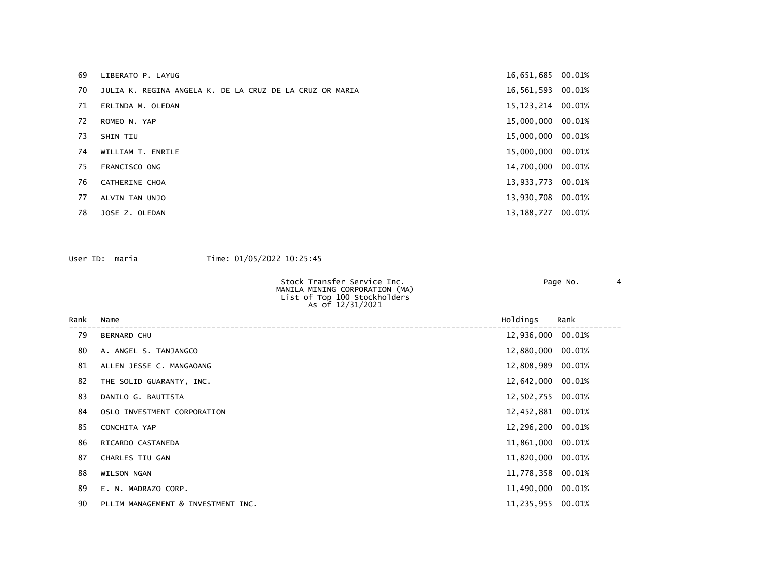| Rank | Name | Holdings | Rank |
|---|---|---|---|
| 69 | LIBERATO P. LAYUG | 16,651,685 | 00.01% |
| 70 | JULIA K. REGINA ANGELA K. DE LA CRUZ DE LA CRUZ OR MARIA | 16,561,593 | 00.01% |
| 71 | ERLINDA M. OLEDAN | 15,123,214 | 00.01% |
| 72 | ROMEO N. YAP | 15,000,000 | 00.01% |
| 73 | SHIN TIU | 15,000,000 | 00.01% |
| 74 | WILLIAM T. ENRILE | 15,000,000 | 00.01% |
| 75 | FRANCISCO ONG | 14,700,000 | 00.01% |
| 76 | CATHERINE CHOA | 13,933,773 | 00.01% |
| 77 | ALVIN TAN UNJO | 13,930,708 | 00.01% |
| 78 | JOSE Z. OLEDAN | 13,188,727 | 00.01% |

User ID: maria Time: 01/05/2022 10:25:45

Stock Transfer Service Inc.
MANILA MINING CORPORATION (MA)
List of Top 100 Stockholders
As of 12/31/2021

| Rank | Name | Holdings | Rank |
|---|---|---|---|
| 79 | BERNARD CHU | 12,936,000 | 00.01% |
| 80 | A. ANGEL S. TANJANGCO | 12,880,000 | 00.01% |
| 81 | ALLEN JESSE C. MANGAOANG | 12,808,989 | 00.01% |
| 82 | THE SOLID GUARANTY, INC. | 12,642,000 | 00.01% |
| 83 | DANILO G. BAUTISTA | 12,502,755 | 00.01% |
| 84 | OSLO INVESTMENT CORPORATION | 12,452,881 | 00.01% |
| 85 | CONCHITA YAP | 12,296,200 | 00.01% |
| 86 | RICARDO CASTANEDA | 11,861,000 | 00.01% |
| 87 | CHARLES TIU GAN | 11,820,000 | 00.01% |
| 88 | WILSON NGAN | 11,778,358 | 00.01% |
| 89 | E. N. MADRAZO CORP. | 11,490,000 | 00.01% |
| 90 | PLLIM MANAGEMENT & INVESTMENT INC. | 11,235,955 | 00.01% |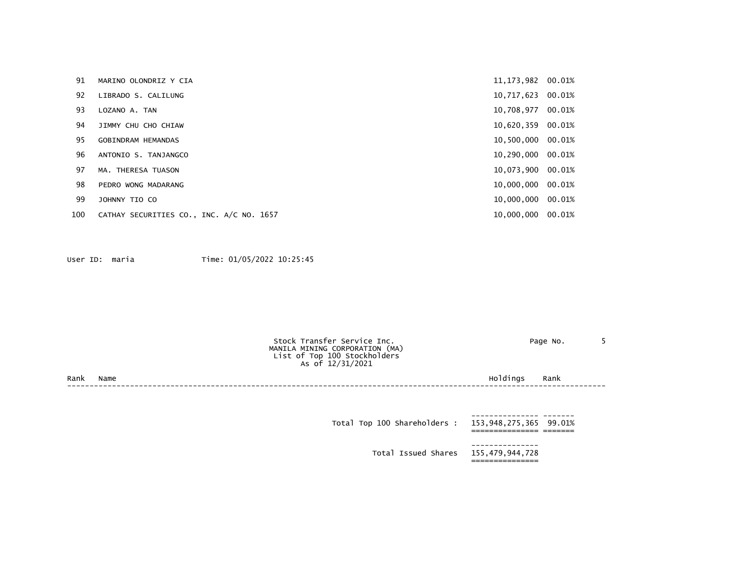| Rank | Name | Holdings | Rank |
|---|---|---|---|
| 91 | MARINO OLONDRIZ Y CIA | 11,173,982 | 00.01% |
| 92 | LIBRADO S. CALILUNG | 10,717,623 | 00.01% |
| 93 | LOZANO A. TAN | 10,708,977 | 00.01% |
| 94 | JIMMY CHU CHO CHIAW | 10,620,359 | 00.01% |
| 95 | GOBINDRAM HEMANDAS | 10,500,000 | 00.01% |
| 96 | ANTONIO S. TANJANGCO | 10,290,000 | 00.01% |
| 97 | MA. THERESA TUASON | 10,073,900 | 00.01% |
| 98 | PEDRO WONG MADARANG | 10,000,000 | 00.01% |
| 99 | JOHNNY TIO CO | 10,000,000 | 00.01% |
| 100 | CATHAY SECURITIES CO., INC. A/C NO. 1657 | 10,000,000 | 00.01% |

User ID: maria Time: 01/05/2022 10:25:45

Stock Transfer Service Inc.
MANILA MINING CORPORATION (MA)
List of Top 100 Stockholders
As of 12/31/2021

| Rank | Name | Holdings | Rank |
|---|---|---|---|
| | Total Top 100 Shareholders : | 153,948,275,365 | 99.01% |
| | Total Issued Shares | 155,479,944,728 | |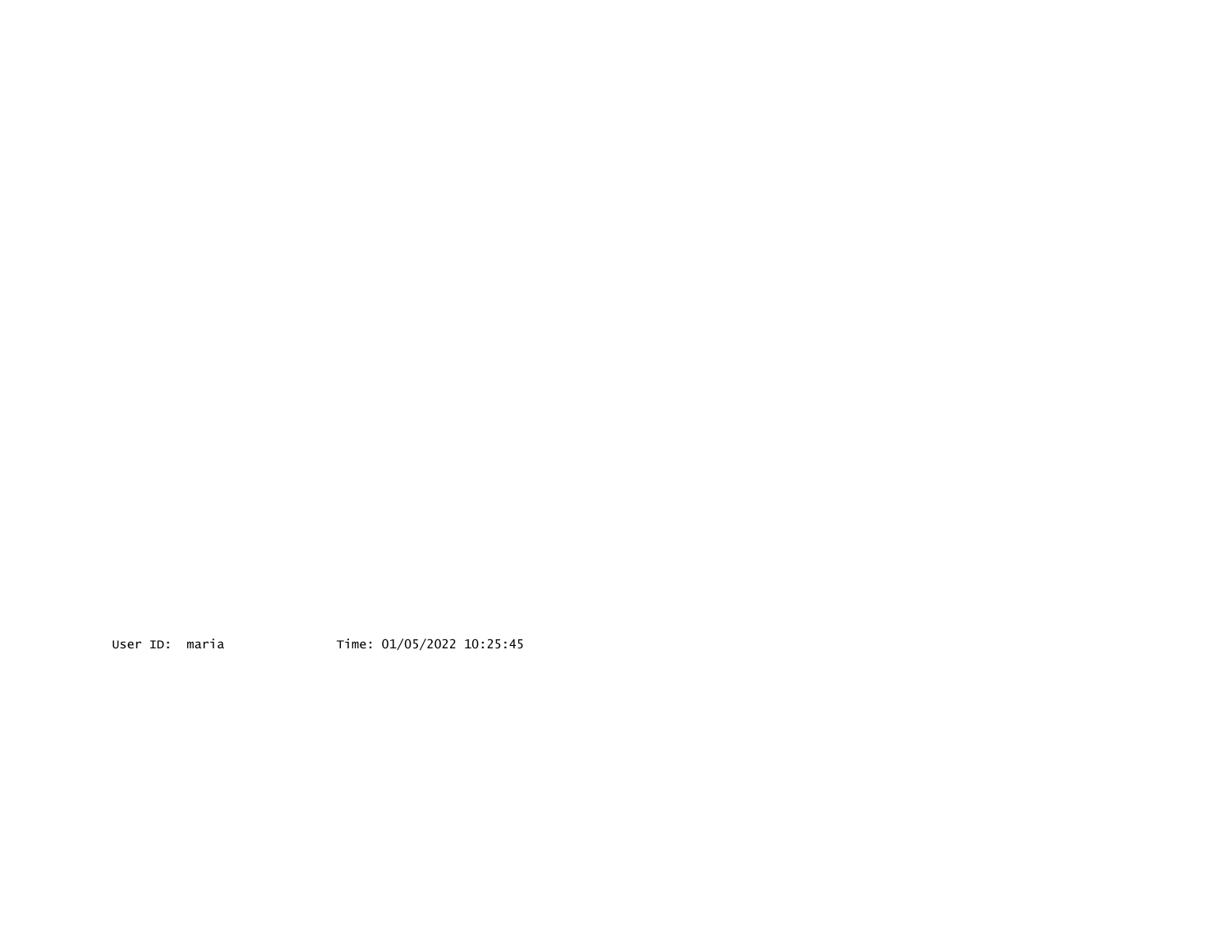User ID: maria Time: 01/05/2022 10:25:45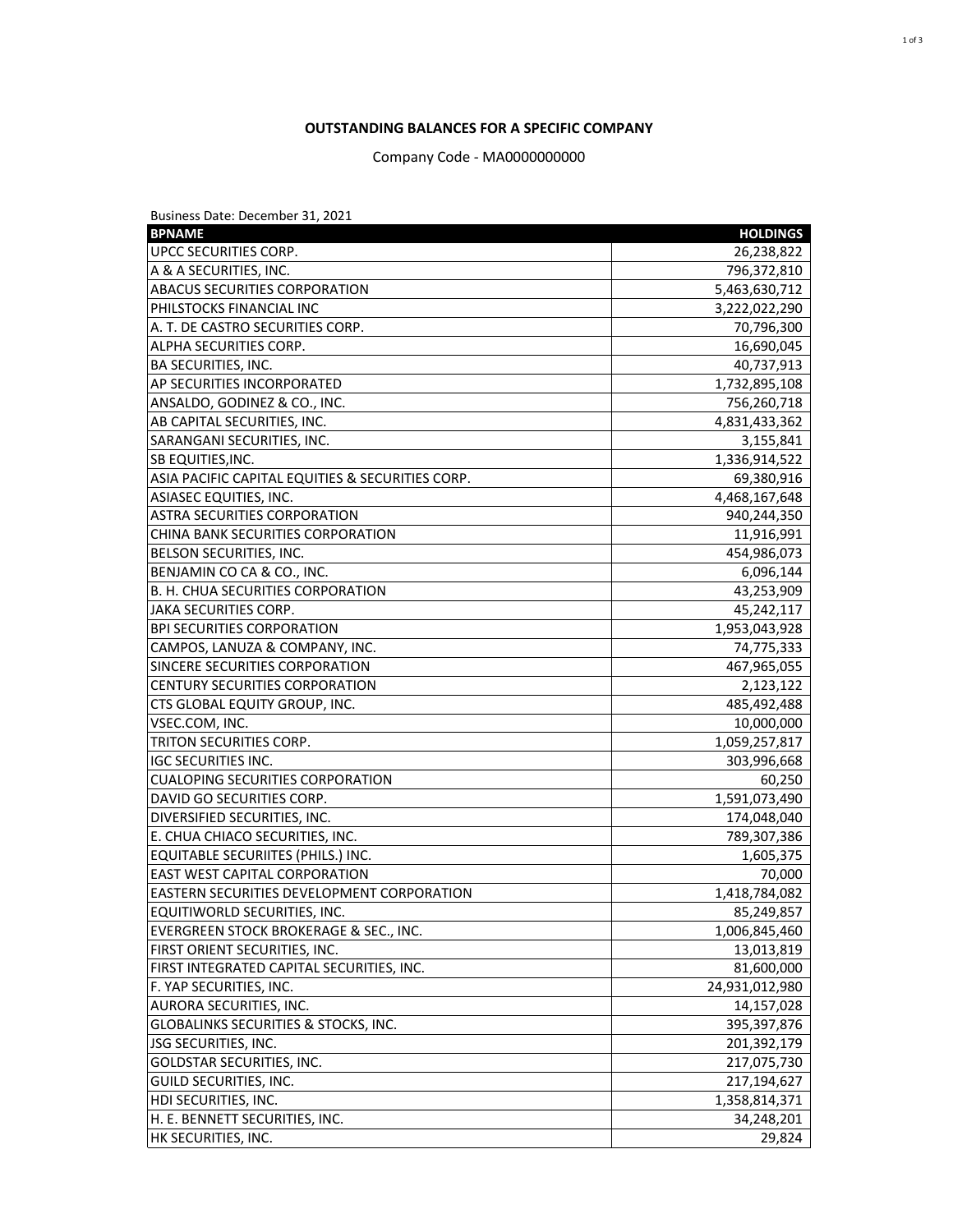**OUTSTANDING BALANCES FOR A SPECIFIC COMPANY**

Company Code - MA0000000000

Business Date: December 31, 2021

| BPNAME | HOLDINGS |
|---|---|
| UPCC SECURITIES CORP. | 26,238,822 |
| A & A SECURITIES, INC. | 796,372,810 |
| ABACUS SECURITIES CORPORATION | 5,463,630,712 |
| PHILSTOCKS FINANCIAL INC | 3,222,022,290 |
| A. T. DE CASTRO SECURITIES CORP. | 70,796,300 |
| ALPHA SECURITIES CORP. | 16,690,045 |
| BA SECURITIES, INC. | 40,737,913 |
| AP SECURITIES INCORPORATED | 1,732,895,108 |
| ANSALDO, GODINEZ & CO., INC. | 756,260,718 |
| AB CAPITAL SECURITIES, INC. | 4,831,433,362 |
| SARANGANI SECURITIES, INC. | 3,155,841 |
| SB EQUITIES,INC. | 1,336,914,522 |
| ASIA PACIFIC CAPITAL EQUITIES & SECURITIES CORP. | 69,380,916 |
| ASIASEC EQUITIES, INC. | 4,468,167,648 |
| ASTRA SECURITIES CORPORATION | 940,244,350 |
| CHINA BANK SECURITIES CORPORATION | 11,916,991 |
| BELSON SECURITIES, INC. | 454,986,073 |
| BENJAMIN CO CA & CO., INC. | 6,096,144 |
| B. H. CHUA SECURITIES CORPORATION | 43,253,909 |
| JAKA SECURITIES CORP. | 45,242,117 |
| BPI SECURITIES CORPORATION | 1,953,043,928 |
| CAMPOS, LANUZA & COMPANY, INC. | 74,775,333 |
| SINCERE SECURITIES CORPORATION | 467,965,055 |
| CENTURY SECURITIES CORPORATION | 2,123,122 |
| CTS GLOBAL EQUITY GROUP, INC. | 485,492,488 |
| VSEC.COM, INC. | 10,000,000 |
| TRITON SECURITIES CORP. | 1,059,257,817 |
| IGC SECURITIES INC. | 303,996,668 |
| CUALOPING SECURITIES CORPORATION | 60,250 |
| DAVID GO SECURITIES CORP. | 1,591,073,490 |
| DIVERSIFIED SECURITIES, INC. | 174,048,040 |
| E. CHUA CHIACO SECURITIES, INC. | 789,307,386 |
| EQUITABLE SECURIITES (PHILS.) INC. | 1,605,375 |
| EAST WEST CAPITAL CORPORATION | 70,000 |
| EASTERN SECURITIES DEVELOPMENT CORPORATION | 1,418,784,082 |
| EQUITIWORLD SECURITIES, INC. | 85,249,857 |
| EVERGREEN STOCK BROKERAGE & SEC., INC. | 1,006,845,460 |
| FIRST ORIENT SECURITIES, INC. | 13,013,819 |
| FIRST INTEGRATED CAPITAL SECURITIES, INC. | 81,600,000 |
| F. YAP SECURITIES, INC. | 24,931,012,980 |
| AURORA SECURITIES, INC. | 14,157,028 |
| GLOBALINKS SECURITIES & STOCKS, INC. | 395,397,876 |
| JSG SECURITIES, INC. | 201,392,179 |
| GOLDSTAR SECURITIES, INC. | 217,075,730 |
| GUILD SECURITIES, INC. | 217,194,627 |
| HDI SECURITIES, INC. | 1,358,814,371 |
| H. E. BENNETT SECURITIES, INC. | 34,248,201 |
| HK SECURITIES, INC. | 29,824 |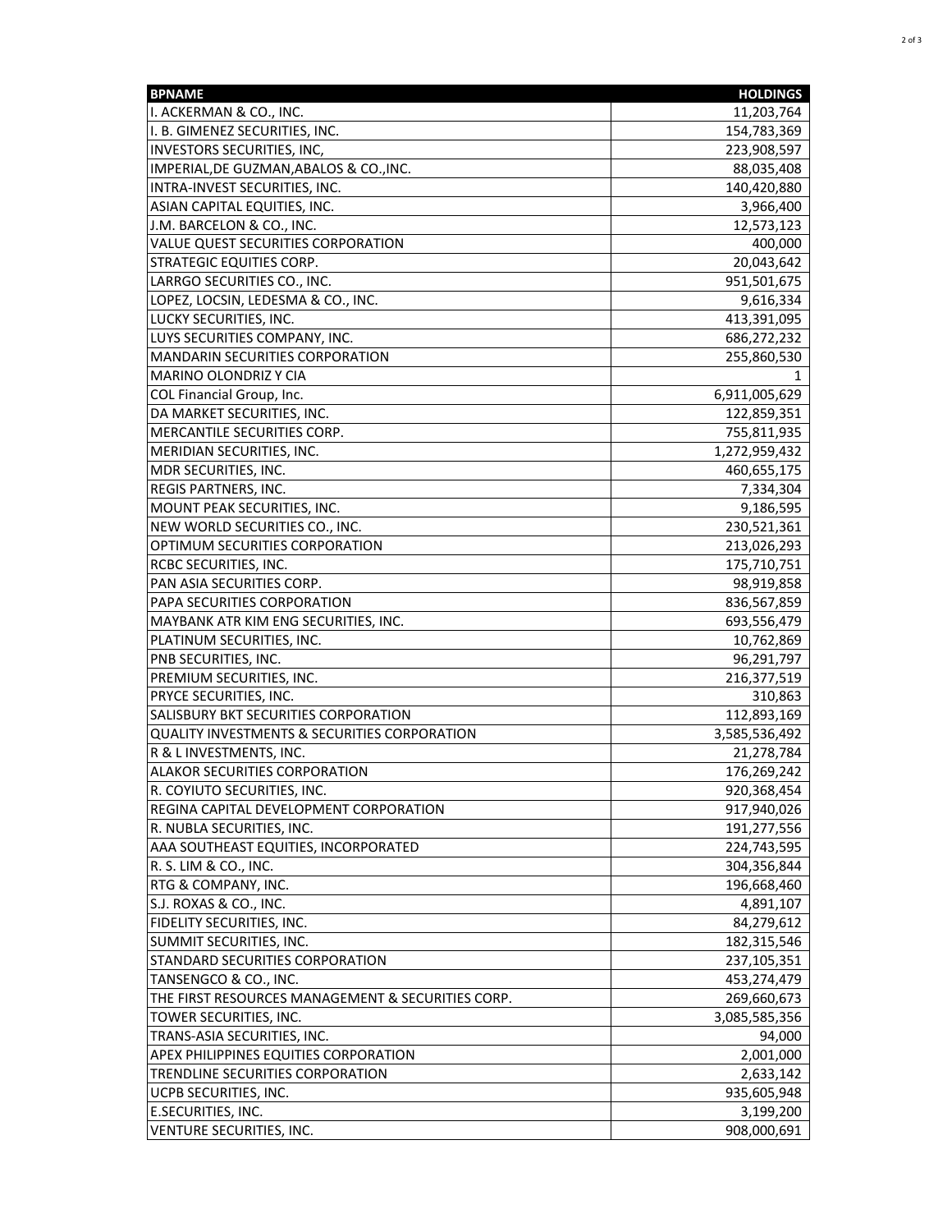| BPNAME | HOLDINGS |
| --- | ---: |
| I. ACKERMAN & CO., INC. | 11,203,764 |
| I. B. GIMENEZ SECURITIES, INC. | 154,783,369 |
| INVESTORS SECURITIES, INC, | 223,908,597 |
| IMPERIAL,DE GUZMAN,ABALOS & CO.,INC. | 88,035,408 |
| INTRA-INVEST SECURITIES, INC. | 140,420,880 |
| ASIAN CAPITAL EQUITIES, INC. | 3,966,400 |
| J.M. BARCELON & CO., INC. | 12,573,123 |
| VALUE QUEST SECURITIES CORPORATION | 400,000 |
| STRATEGIC EQUITIES CORP. | 20,043,642 |
| LARRGO SECURITIES CO., INC. | 951,501,675 |
| LOPEZ, LOCSIN, LEDESMA & CO., INC. | 9,616,334 |
| LUCKY SECURITIES, INC. | 413,391,095 |
| LUYS SECURITIES COMPANY, INC. | 686,272,232 |
| MANDARIN SECURITIES CORPORATION | 255,860,530 |
| MARINO OLONDRIZ Y CIA | 1 |
| COL Financial Group, Inc. | 6,911,005,629 |
| DA MARKET SECURITIES, INC. | 122,859,351 |
| MERCANTILE SECURITIES CORP. | 755,811,935 |
| MERIDIAN SECURITIES, INC. | 1,272,959,432 |
| MDR SECURITIES, INC. | 460,655,175 |
| REGIS PARTNERS, INC. | 7,334,304 |
| MOUNT PEAK SECURITIES, INC. | 9,186,595 |
| NEW WORLD SECURITIES CO., INC. | 230,521,361 |
| OPTIMUM SECURITIES CORPORATION | 213,026,293 |
| RCBC SECURITIES, INC. | 175,710,751 |
| PAN ASIA SECURITIES CORP. | 98,919,858 |
| PAPA SECURITIES CORPORATION | 836,567,859 |
| MAYBANK ATR KIM ENG SECURITIES, INC. | 693,556,479 |
| PLATINUM SECURITIES, INC. | 10,762,869 |
| PNB SECURITIES, INC. | 96,291,797 |
| PREMIUM SECURITIES, INC. | 216,377,519 |
| PRYCE SECURITIES, INC. | 310,863 |
| SALISBURY BKT SECURITIES CORPORATION | 112,893,169 |
| QUALITY INVESTMENTS & SECURITIES CORPORATION | 3,585,536,492 |
| R & L INVESTMENTS, INC. | 21,278,784 |
| ALAKOR SECURITIES CORPORATION | 176,269,242 |
| R. COYIUTO SECURITIES, INC. | 920,368,454 |
| REGINA CAPITAL DEVELOPMENT CORPORATION | 917,940,026 |
| R. NUBLA SECURITIES, INC. | 191,277,556 |
| AAA SOUTHEAST EQUITIES, INCORPORATED | 224,743,595 |
| R. S. LIM & CO., INC. | 304,356,844 |
| RTG & COMPANY, INC. | 196,668,460 |
| S.J. ROXAS & CO., INC. | 4,891,107 |
| FIDELITY SECURITIES, INC. | 84,279,612 |
| SUMMIT SECURITIES, INC. | 182,315,546 |
| STANDARD SECURITIES CORPORATION | 237,105,351 |
| TANSENGCO & CO., INC. | 453,274,479 |
| THE FIRST RESOURCES MANAGEMENT & SECURITIES CORP. | 269,660,673 |
| TOWER SECURITIES, INC. | 3,085,585,356 |
| TRANS-ASIA SECURITIES, INC. | 94,000 |
| APEX PHILIPPINES EQUITIES CORPORATION | 2,001,000 |
| TRENDLINE SECURITIES CORPORATION | 2,633,142 |
| UCPB SECURITIES, INC. | 935,605,948 |
| E.SECURITIES, INC. | 3,199,200 |
| VENTURE SECURITIES, INC. | 908,000,691 |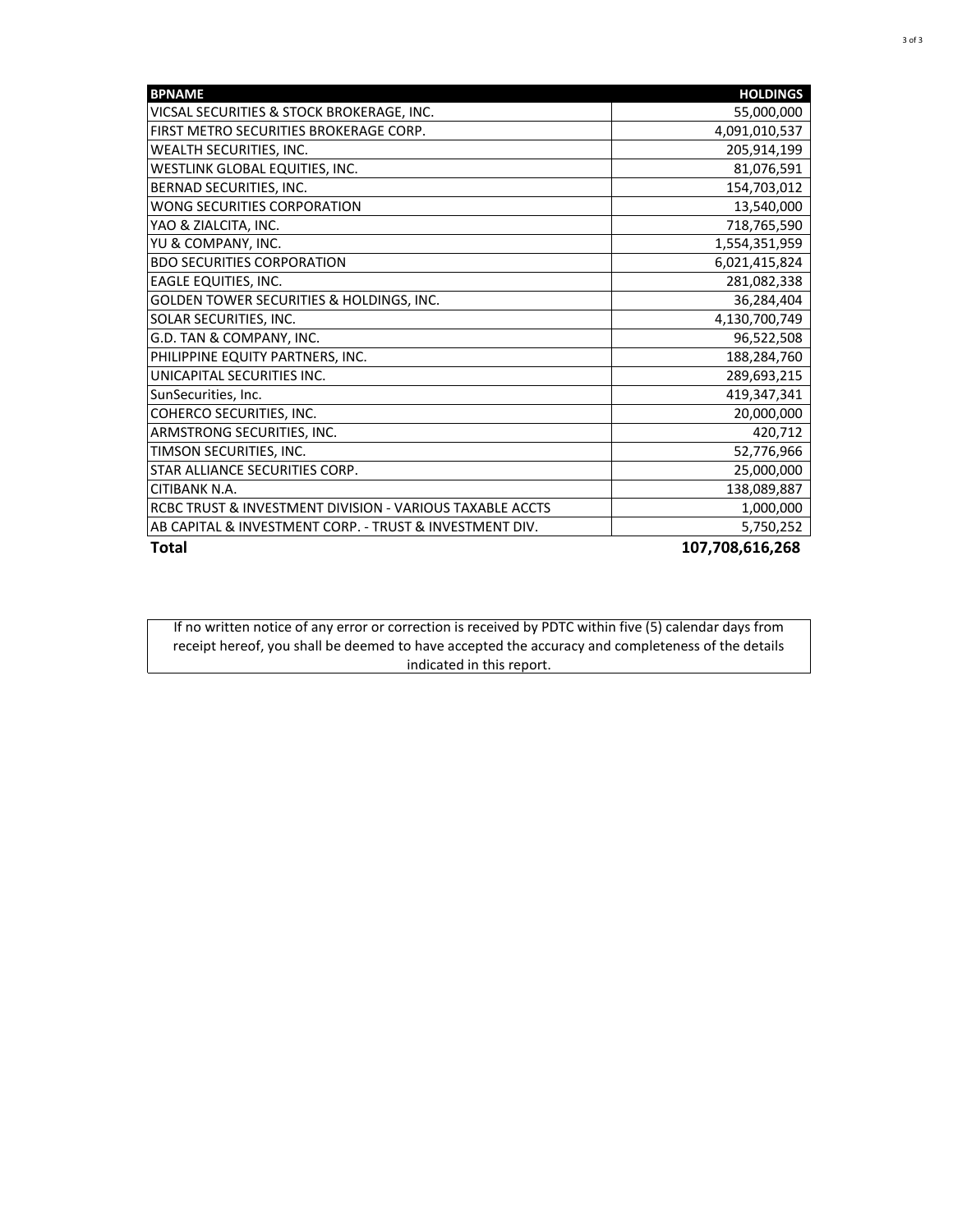| BPNAME | HOLDINGS |
| --- | --- |
| VICSAL SECURITIES & STOCK BROKERAGE, INC. | 55,000,000 |
| FIRST METRO SECURITIES BROKERAGE CORP. | 4,091,010,537 |
| WEALTH SECURITIES, INC. | 205,914,199 |
| WESTLINK GLOBAL EQUITIES, INC. | 81,076,591 |
| BERNAD SECURITIES, INC. | 154,703,012 |
| WONG SECURITIES CORPORATION | 13,540,000 |
| YAO & ZIALCITA, INC. | 718,765,590 |
| YU & COMPANY, INC. | 1,554,351,959 |
| BDO SECURITIES CORPORATION | 6,021,415,824 |
| EAGLE EQUITIES, INC. | 281,082,338 |
| GOLDEN TOWER SECURITIES & HOLDINGS, INC. | 36,284,404 |
| SOLAR SECURITIES, INC. | 4,130,700,749 |
| G.D. TAN & COMPANY, INC. | 96,522,508 |
| PHILIPPINE EQUITY PARTNERS, INC. | 188,284,760 |
| UNICAPITAL SECURITIES INC. | 289,693,215 |
| SunSecurities, Inc. | 419,347,341 |
| COHERCO SECURITIES, INC. | 20,000,000 |
| ARMSTRONG SECURITIES, INC. | 420,712 |
| TIMSON SECURITIES, INC. | 52,776,966 |
| STAR ALLIANCE SECURITIES CORP. | 25,000,000 |
| CITIBANK N.A. | 138,089,887 |
| RCBC TRUST & INVESTMENT DIVISION - VARIOUS TAXABLE ACCTS | 1,000,000 |
| AB CAPITAL & INVESTMENT CORP. - TRUST & INVESTMENT DIV. | 5,750,252 |
| **Total** | **107,708,616,268** |

If no written notice of any error or correction is received by PDTC within five (5) calendar days from receipt hereof, you shall be deemed to have accepted the accuracy and completeness of the details indicated in this report.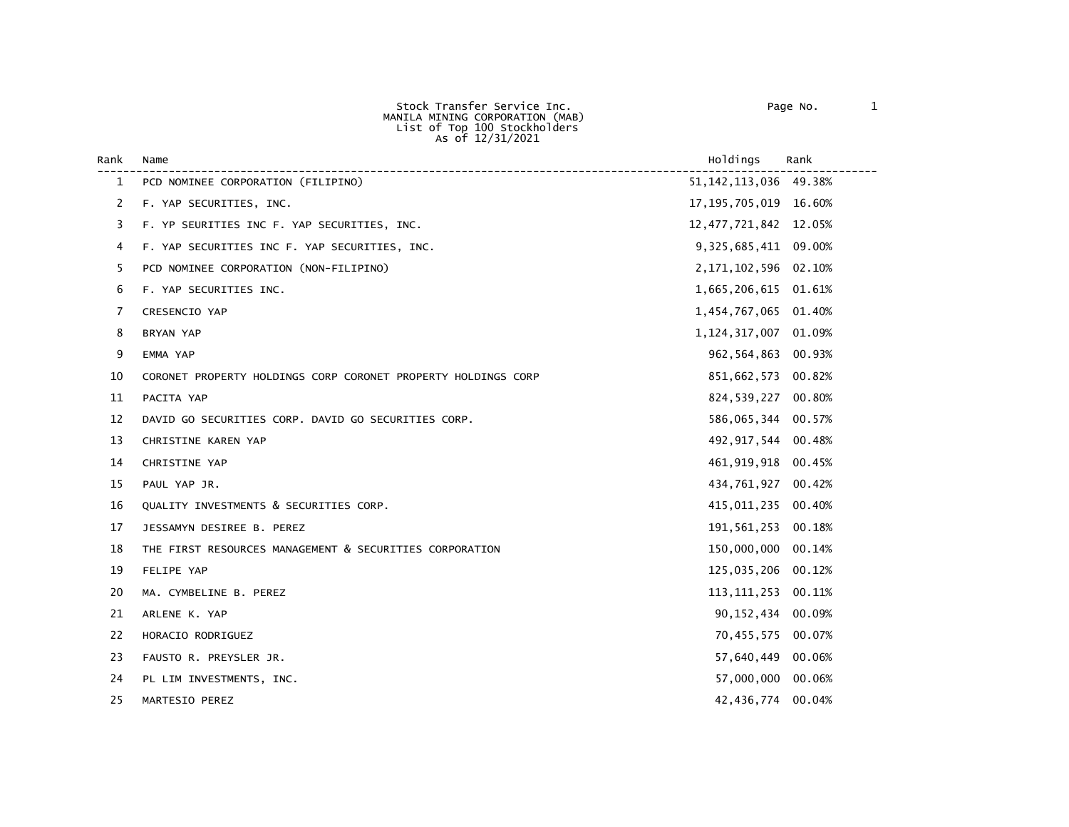Stock Transfer Service Inc.
MANILA MINING CORPORATION (MAB)
List of Top 100 Stockholders
As of 12/31/2021

| Rank | Name | Holdings | Rank |
|---|---|---|---|
| 1 | PCD NOMINEE CORPORATION (FILIPINO) | 51,142,113,036 | 49.38% |
| 2 | F. YAP SECURITIES, INC. | 17,195,705,019 | 16.60% |
| 3 | F. YP SEURITIES INC F. YAP SECURITIES, INC. | 12,477,721,842 | 12.05% |
| 4 | F. YAP SECURITIES INC F. YAP SECURITIES, INC. | 9,325,685,411 | 09.00% |
| 5 | PCD NOMINEE CORPORATION (NON-FILIPINO) | 2,171,102,596 | 02.10% |
| 6 | F. YAP SECURITIES INC. | 1,665,206,615 | 01.61% |
| 7 | CRESENCIO YAP | 1,454,767,065 | 01.40% |
| 8 | BRYAN YAP | 1,124,317,007 | 01.09% |
| 9 | EMMA YAP | 962,564,863 | 00.93% |
| 10 | CORONET PROPERTY HOLDINGS CORP CORONET PROPERTY HOLDINGS CORP | 851,662,573 | 00.82% |
| 11 | PACITA YAP | 824,539,227 | 00.80% |
| 12 | DAVID GO SECURITIES CORP. DAVID GO SECURITIES CORP. | 586,065,344 | 00.57% |
| 13 | CHRISTINE KAREN YAP | 492,917,544 | 00.48% |
| 14 | CHRISTINE YAP | 461,919,918 | 00.45% |
| 15 | PAUL YAP JR. | 434,761,927 | 00.42% |
| 16 | QUALITY INVESTMENTS & SECURITIES CORP. | 415,011,235 | 00.40% |
| 17 | JESSAMYN DESIREE B. PEREZ | 191,561,253 | 00.18% |
| 18 | THE FIRST RESOURCES MANAGEMENT & SECURITIES CORPORATION | 150,000,000 | 00.14% |
| 19 | FELIPE YAP | 125,035,206 | 00.12% |
| 20 | MA. CYMBELINE B. PEREZ | 113,111,253 | 00.11% |
| 21 | ARLENE K. YAP | 90,152,434 | 00.09% |
| 22 | HORACIO RODRIGUEZ | 70,455,575 | 00.07% |
| 23 | FAUSTO R. PREYSLER JR. | 57,640,449 | 00.06% |
| 24 | PL LIM INVESTMENTS, INC. | 57,000,000 | 00.06% |
| 25 | MARTESIO PEREZ | 42,436,774 | 00.04% |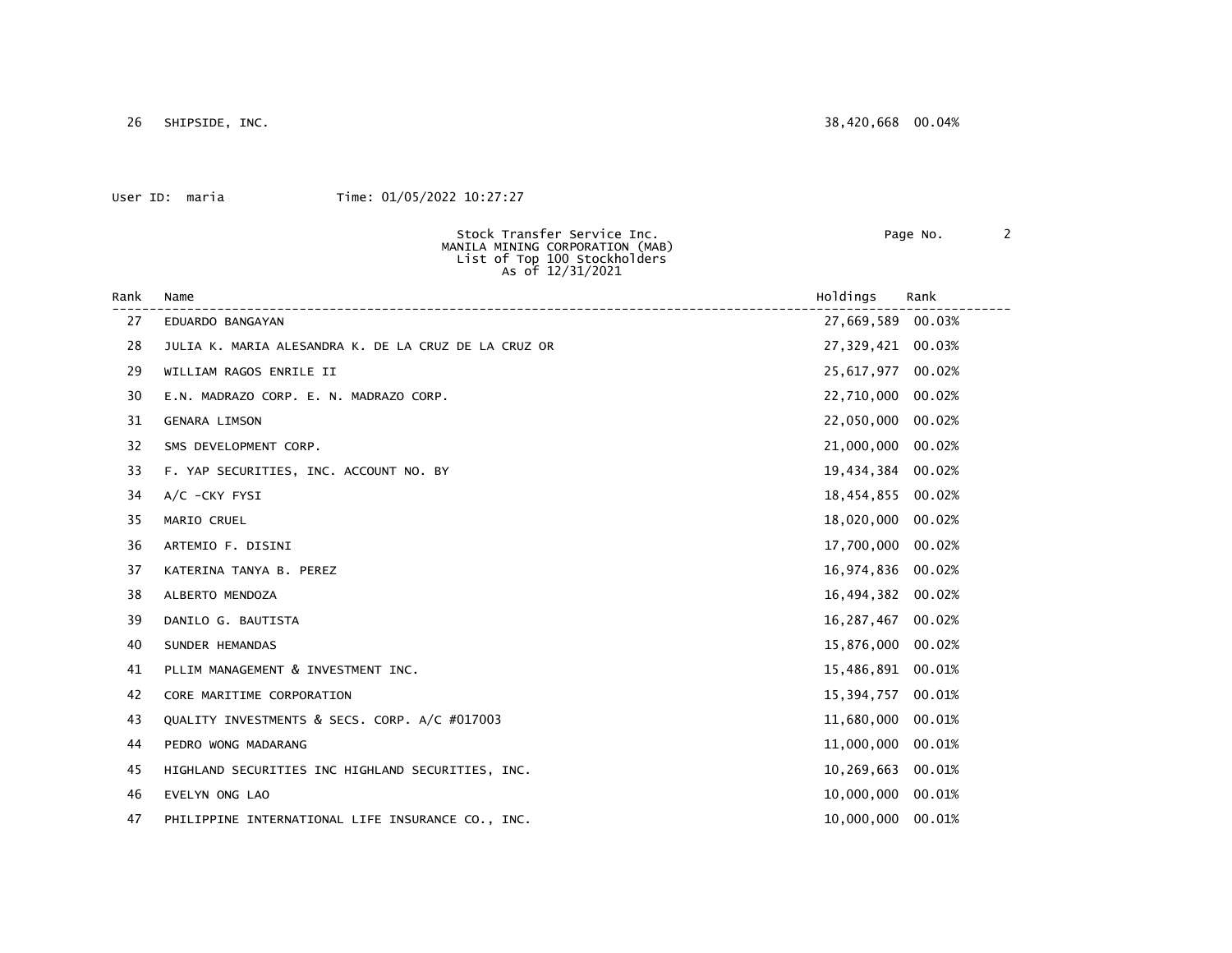| Rank | Name | Holdings | Rank |
|---|---|---|---|
| 26 | SHIPSIDE, INC. | 38,420,668 | 00.04% |

User ID: maria Time: 01/05/2022 10:27:27

Stock Transfer Service Inc.
MANILA MINING CORPORATION (MAB)
List of Top 100 Stockholders
As of 12/31/2021

| Rank | Name | Holdings | Rank |
|---|---|---|---|
| 27 | EDUARDO BANGAYAN | 27,669,589 | 00.03% |
| 28 | JULIA K. MARIA ALESANDRA K. DE LA CRUZ DE LA CRUZ OR | 27,329,421 | 00.03% |
| 29 | WILLIAM RAGOS ENRILE II | 25,617,977 | 00.02% |
| 30 | E.N. MADRAZO CORP. E. N. MADRAZO CORP. | 22,710,000 | 00.02% |
| 31 | GENARA LIMSON | 22,050,000 | 00.02% |
| 32 | SMS DEVELOPMENT CORP. | 21,000,000 | 00.02% |
| 33 | F. YAP SECURITIES, INC. ACCOUNT NO. BY | 19,434,384 | 00.02% |
| 34 | A/C -CKY FYSI | 18,454,855 | 00.02% |
| 35 | MARIO CRUEL | 18,020,000 | 00.02% |
| 36 | ARTEMIO F. DISINI | 17,700,000 | 00.02% |
| 37 | KATERINA TANYA B. PEREZ | 16,974,836 | 00.02% |
| 38 | ALBERTO MENDOZA | 16,494,382 | 00.02% |
| 39 | DANILO G. BAUTISTA | 16,287,467 | 00.02% |
| 40 | SUNDER HEMANDAS | 15,876,000 | 00.02% |
| 41 | PLLIM MANAGEMENT & INVESTMENT INC. | 15,486,891 | 00.01% |
| 42 | CORE MARITIME CORPORATION | 15,394,757 | 00.01% |
| 43 | QUALITY INVESTMENTS & SECS. CORP. A/C #017003 | 11,680,000 | 00.01% |
| 44 | PEDRO WONG MADARANG | 11,000,000 | 00.01% |
| 45 | HIGHLAND SECURITIES INC HIGHLAND SECURITIES, INC. | 10,269,663 | 00.01% |
| 46 | EVELYN ONG LAO | 10,000,000 | 00.01% |
| 47 | PHILIPPINE INTERNATIONAL LIFE INSURANCE CO., INC. | 10,000,000 | 00.01% |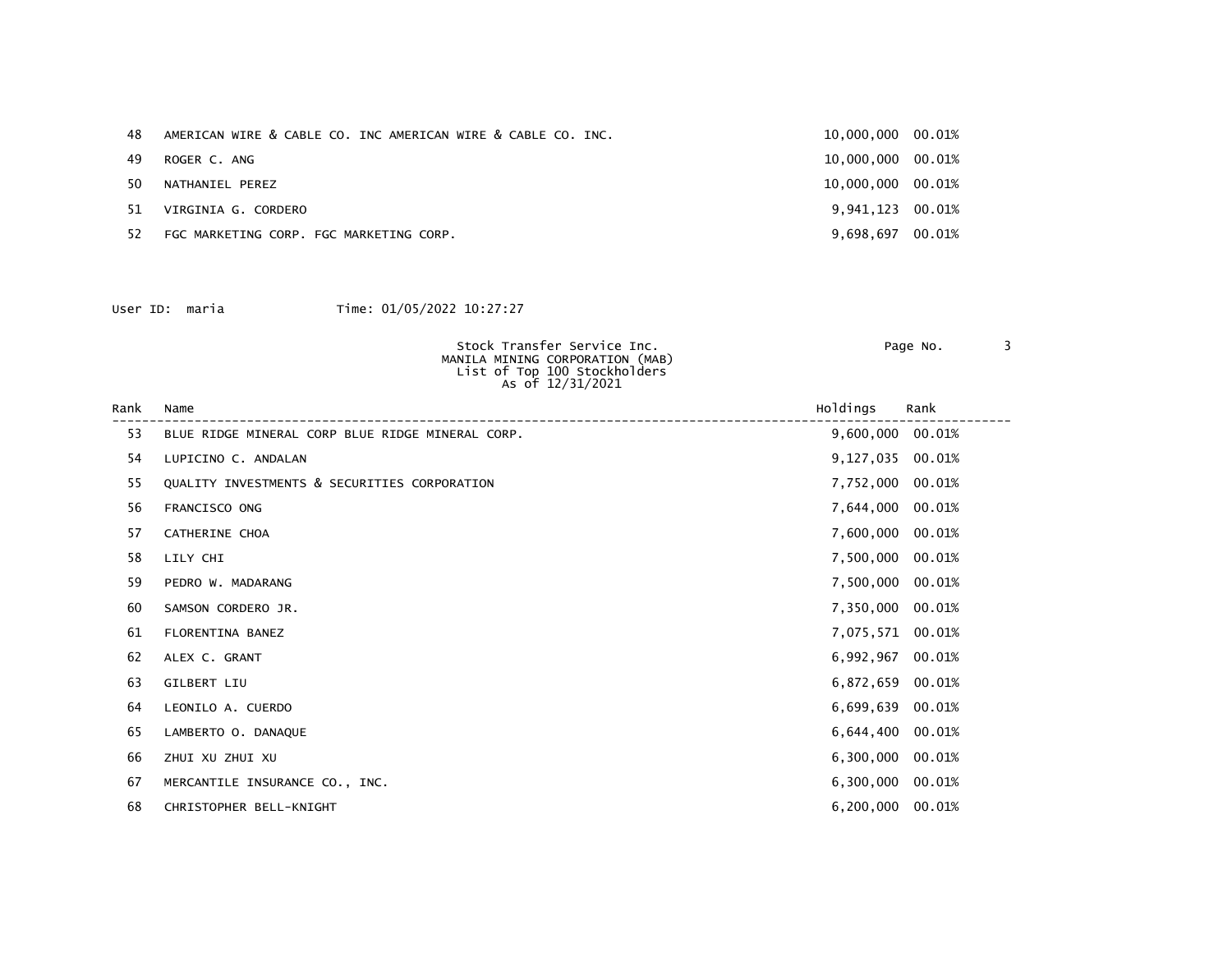| Rank | Name | Holdings | Rank |
|---|---|---|---|
| 48 | AMERICAN WIRE & CABLE CO. INC AMERICAN WIRE & CABLE CO. INC. | 10,000,000 | 00.01% |
| 49 | ROGER C. ANG | 10,000,000 | 00.01% |
| 50 | NATHANIEL PEREZ | 10,000,000 | 00.01% |
| 51 | VIRGINIA G. CORDERO | 9,941,123 | 00.01% |
| 52 | FGC MARKETING CORP. FGC MARKETING CORP. | 9,698,697 | 00.01% |

User ID: maria Time: 01/05/2022 10:27:27

Stock Transfer Service Inc.
MANILA MINING CORPORATION (MAB)
List of Top 100 Stockholders
As of 12/31/2021

Page No. 3

| Rank | Name | Holdings | Rank |
|---|---|---|---|
| 53 | BLUE RIDGE MINERAL CORP BLUE RIDGE MINERAL CORP. | 9,600,000 | 00.01% |
| 54 | LUPICINO C. ANDALAN | 9,127,035 | 00.01% |
| 55 | QUALITY INVESTMENTS & SECURITIES CORPORATION | 7,752,000 | 00.01% |
| 56 | FRANCISCO ONG | 7,644,000 | 00.01% |
| 57 | CATHERINE CHOA | 7,600,000 | 00.01% |
| 58 | LILY CHI | 7,500,000 | 00.01% |
| 59 | PEDRO W. MADARANG | 7,500,000 | 00.01% |
| 60 | SAMSON CORDERO JR. | 7,350,000 | 00.01% |
| 61 | FLORENTINA BANEZ | 7,075,571 | 00.01% |
| 62 | ALEX C. GRANT | 6,992,967 | 00.01% |
| 63 | GILBERT LIU | 6,872,659 | 00.01% |
| 64 | LEONILO A. CUERDO | 6,699,639 | 00.01% |
| 65 | LAMBERTO O. DANAQUE | 6,644,400 | 00.01% |
| 66 | ZHUI XU ZHUI XU | 6,300,000 | 00.01% |
| 67 | MERCANTILE INSURANCE CO., INC. | 6,300,000 | 00.01% |
| 68 | CHRISTOPHER BELL-KNIGHT | 6,200,000 | 00.01% |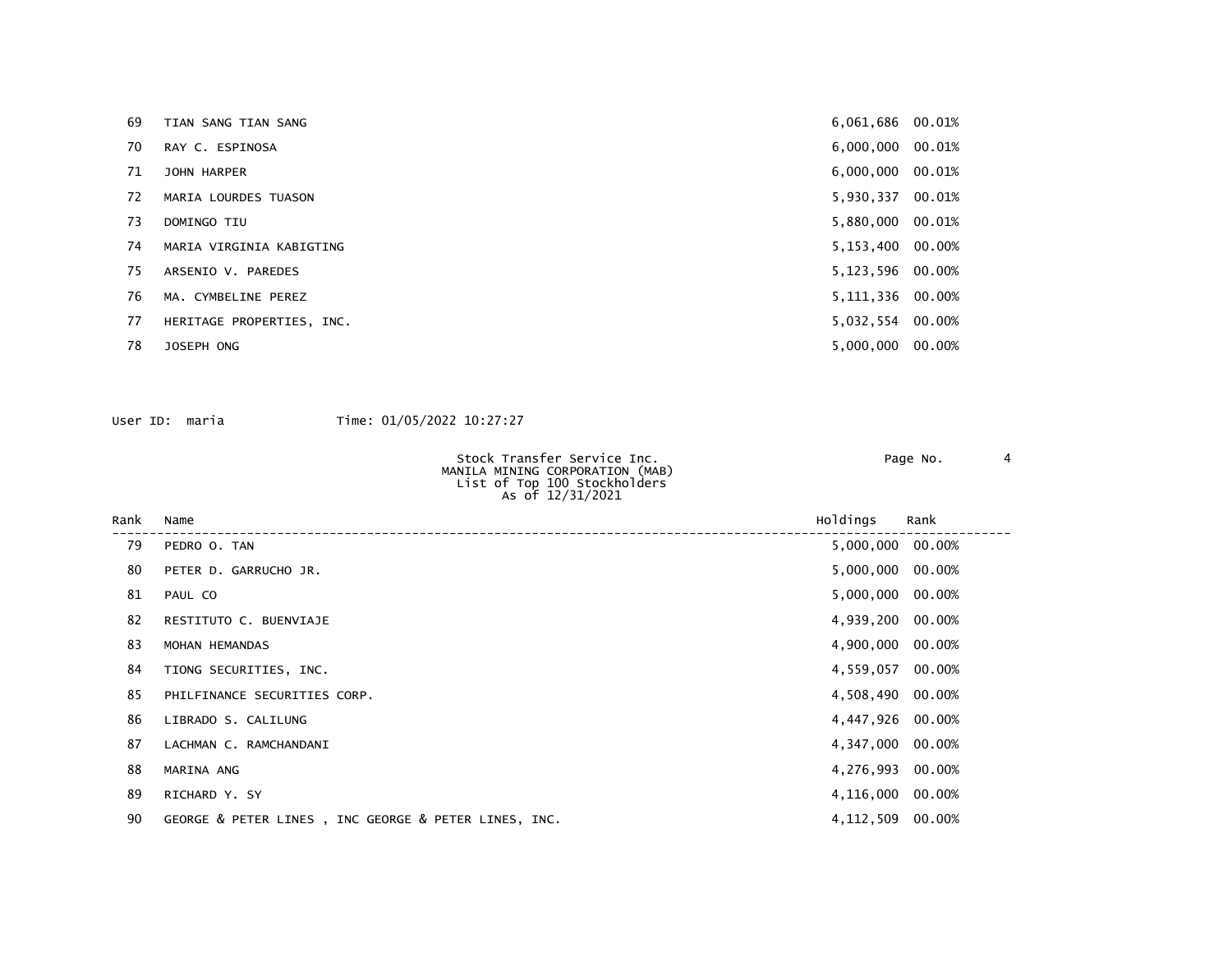| Rank | Name | Holdings | Rank |
|---|---|---|---|
| 69 | TIAN SANG TIAN SANG | 6,061,686 | 00.01% |
| 70 | RAY C. ESPINOSA | 6,000,000 | 00.01% |
| 71 | JOHN HARPER | 6,000,000 | 00.01% |
| 72 | MARIA LOURDES TUASON | 5,930,337 | 00.01% |
| 73 | DOMINGO TIU | 5,880,000 | 00.01% |
| 74 | MARIA VIRGINIA KABIGTING | 5,153,400 | 00.00% |
| 75 | ARSENIO V. PAREDES | 5,123,596 | 00.00% |
| 76 | MA. CYMBELINE PEREZ | 5,111,336 | 00.00% |
| 77 | HERITAGE PROPERTIES, INC. | 5,032,554 | 00.00% |
| 78 | JOSEPH ONG | 5,000,000 | 00.00% |

User ID: maria Time: 01/05/2022 10:27:27

Stock Transfer Service Inc.
MANILA MINING CORPORATION (MAB)
List of Top 100 Stockholders
As of 12/31/2021

| Rank | Name | Holdings | Rank |
|---|---|---|---|
| 79 | PEDRO O. TAN | 5,000,000 | 00.00% |
| 80 | PETER D. GARRUCHO JR. | 5,000,000 | 00.00% |
| 81 | PAUL CO | 5,000,000 | 00.00% |
| 82 | RESTITUTO C. BUENVIAJE | 4,939,200 | 00.00% |
| 83 | MOHAN HEMANDAS | 4,900,000 | 00.00% |
| 84 | TIONG SECURITIES, INC. | 4,559,057 | 00.00% |
| 85 | PHILFINANCE SECURITIES CORP. | 4,508,490 | 00.00% |
| 86 | LIBRADO S. CALILUNG | 4,447,926 | 00.00% |
| 87 | LACHMAN C. RAMCHANDANI | 4,347,000 | 00.00% |
| 88 | MARINA ANG | 4,276,993 | 00.00% |
| 89 | RICHARD Y. SY | 4,116,000 | 00.00% |
| 90 | GEORGE & PETER LINES , INC GEORGE & PETER LINES, INC. | 4,112,509 | 00.00% |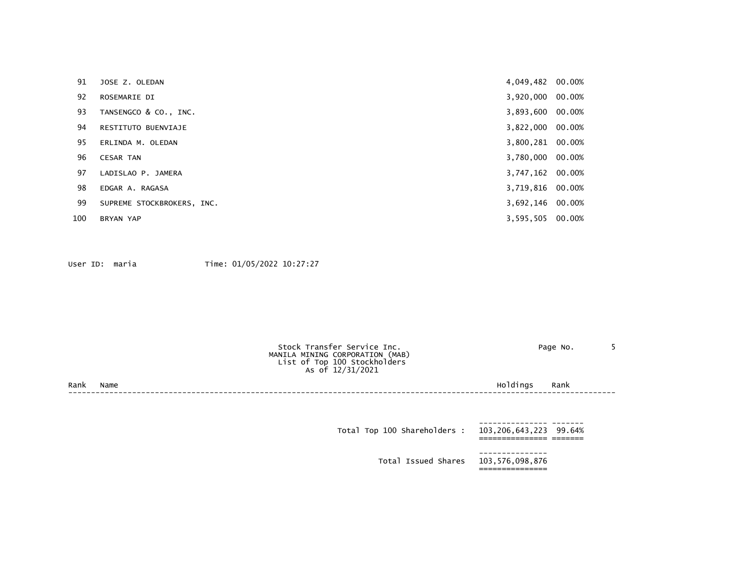| Rank | Name | Holdings | Rank |
|---|---|---|---|
| 91 | JOSE Z. OLEDAN | 4,049,482 | 00.00% |
| 92 | ROSEMARIE DI | 3,920,000 | 00.00% |
| 93 | TANSENGCO & CO., INC. | 3,893,600 | 00.00% |
| 94 | RESTITUTO BUENVIAJE | 3,822,000 | 00.00% |
| 95 | ERLINDA M. OLEDAN | 3,800,281 | 00.00% |
| 96 | CESAR TAN | 3,780,000 | 00.00% |
| 97 | LADISLAO P. JAMERA | 3,747,162 | 00.00% |
| 98 | EDGAR A. RAGASA | 3,719,816 | 00.00% |
| 99 | SUPREME STOCKBROKERS, INC. | 3,692,146 | 00.00% |
| 100 | BRYAN YAP | 3,595,505 | 00.00% |

User ID: maria Time: 01/05/2022 10:27:27

Stock Transfer Service Inc.
MANILA MINING CORPORATION (MAB)
List of Top 100 Stockholders
As of 12/31/2021

| | | Holdings | Rank |
|---|---|---|---|
| | Total Top 100 Shareholders : | 103,206,643,223 | 99.64% |
| | Total Issued Shares | 103,576,098,876 | |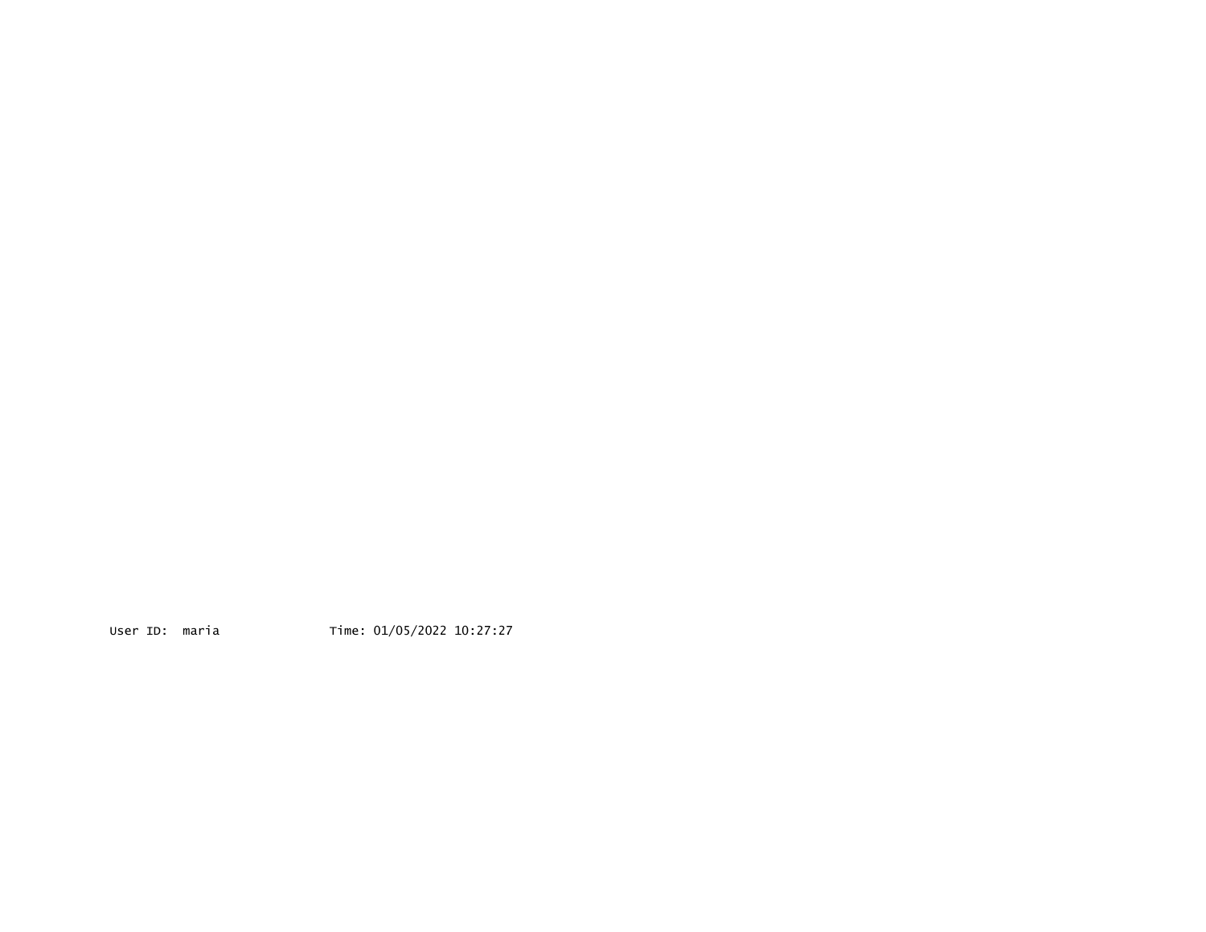User ID: maria Time: 01/05/2022 10:27:27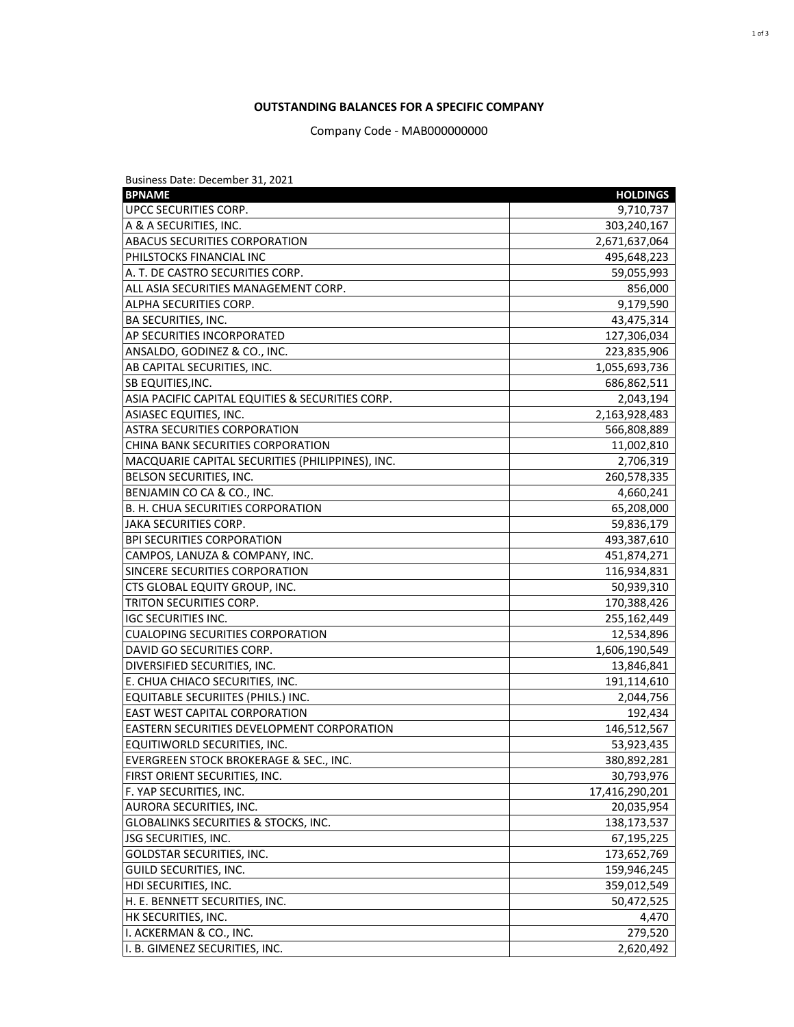**OUTSTANDING BALANCES FOR A SPECIFIC COMPANY**

Company Code - MAB000000000

Business Date: December 31, 2021

| BPNAME | HOLDINGS |
|---|---:|
| UPCC SECURITIES CORP. | 9,710,737 |
| A & A SECURITIES, INC. | 303,240,167 |
| ABACUS SECURITIES CORPORATION | 2,671,637,064 |
| PHILSTOCKS FINANCIAL INC | 495,648,223 |
| A. T. DE CASTRO SECURITIES CORP. | 59,055,993 |
| ALL ASIA SECURITIES MANAGEMENT CORP. | 856,000 |
| ALPHA SECURITIES CORP. | 9,179,590 |
| BA SECURITIES, INC. | 43,475,314 |
| AP SECURITIES INCORPORATED | 127,306,034 |
| ANSALDO, GODINEZ & CO., INC. | 223,835,906 |
| AB CAPITAL SECURITIES, INC. | 1,055,693,736 |
| SB EQUITIES,INC. | 686,862,511 |
| ASIA PACIFIC CAPITAL EQUITIES & SECURITIES CORP. | 2,043,194 |
| ASIASEC EQUITIES, INC. | 2,163,928,483 |
| ASTRA SECURITIES CORPORATION | 566,808,889 |
| CHINA BANK SECURITIES CORPORATION | 11,002,810 |
| MACQUARIE CAPITAL SECURITIES (PHILIPPINES), INC. | 2,706,319 |
| BELSON SECURITIES, INC. | 260,578,335 |
| BENJAMIN CO CA & CO., INC. | 4,660,241 |
| B. H. CHUA SECURITIES CORPORATION | 65,208,000 |
| JAKA SECURITIES CORP. | 59,836,179 |
| BPI SECURITIES CORPORATION | 493,387,610 |
| CAMPOS, LANUZA & COMPANY, INC. | 451,874,271 |
| SINCERE SECURITIES CORPORATION | 116,934,831 |
| CTS GLOBAL EQUITY GROUP, INC. | 50,939,310 |
| TRITON SECURITIES CORP. | 170,388,426 |
| IGC SECURITIES INC. | 255,162,449 |
| CUALOPING SECURITIES CORPORATION | 12,534,896 |
| DAVID GO SECURITIES CORP. | 1,606,190,549 |
| DIVERSIFIED SECURITIES, INC. | 13,846,841 |
| E. CHUA CHIACO SECURITIES, INC. | 191,114,610 |
| EQUITABLE SECURIITES (PHILS.) INC. | 2,044,756 |
| EAST WEST CAPITAL CORPORATION | 192,434 |
| EASTERN SECURITIES DEVELOPMENT CORPORATION | 146,512,567 |
| EQUITIWORLD SECURITIES, INC. | 53,923,435 |
| EVERGREEN STOCK BROKERAGE & SEC., INC. | 380,892,281 |
| FIRST ORIENT SECURITIES, INC. | 30,793,976 |
| F. YAP SECURITIES, INC. | 17,416,290,201 |
| AURORA SECURITIES, INC. | 20,035,954 |
| GLOBALINKS SECURITIES & STOCKS, INC. | 138,173,537 |
| JSG SECURITIES, INC. | 67,195,225 |
| GOLDSTAR SECURITIES, INC. | 173,652,769 |
| GUILD SECURITIES, INC. | 159,946,245 |
| HDI SECURITIES, INC. | 359,012,549 |
| H. E. BENNETT SECURITIES, INC. | 50,472,525 |
| HK SECURITIES, INC. | 4,470 |
| I. ACKERMAN & CO., INC. | 279,520 |
| I. B. GIMENEZ SECURITIES, INC. | 2,620,492 |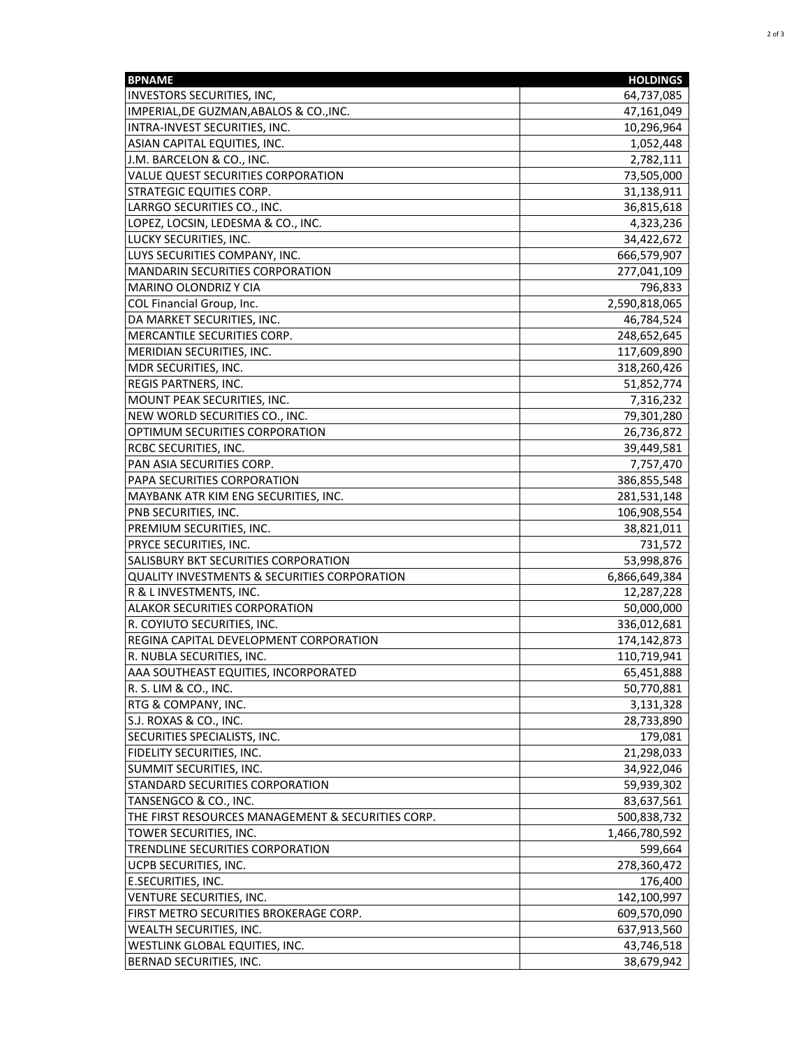| BPNAME | HOLDINGS |
|---|---:|
| INVESTORS SECURITIES, INC, | 64,737,085 |
| IMPERIAL,DE GUZMAN,ABALOS & CO.,INC. | 47,161,049 |
| INTRA-INVEST SECURITIES, INC. | 10,296,964 |
| ASIAN CAPITAL EQUITIES, INC. | 1,052,448 |
| J.M. BARCELON & CO., INC. | 2,782,111 |
| VALUE QUEST SECURITIES CORPORATION | 73,505,000 |
| STRATEGIC EQUITIES CORP. | 31,138,911 |
| LARRGO SECURITIES CO., INC. | 36,815,618 |
| LOPEZ, LOCSIN, LEDESMA & CO., INC. | 4,323,236 |
| LUCKY SECURITIES, INC. | 34,422,672 |
| LUYS SECURITIES COMPANY, INC. | 666,579,907 |
| MANDARIN SECURITIES CORPORATION | 277,041,109 |
| MARINO OLONDRIZ Y CIA | 796,833 |
| COL Financial Group, Inc. | 2,590,818,065 |
| DA MARKET SECURITIES, INC. | 46,784,524 |
| MERCANTILE SECURITIES CORP. | 248,652,645 |
| MERIDIAN SECURITIES, INC. | 117,609,890 |
| MDR SECURITIES, INC. | 318,260,426 |
| REGIS PARTNERS, INC. | 51,852,774 |
| MOUNT PEAK SECURITIES, INC. | 7,316,232 |
| NEW WORLD SECURITIES CO., INC. | 79,301,280 |
| OPTIMUM SECURITIES CORPORATION | 26,736,872 |
| RCBC SECURITIES, INC. | 39,449,581 |
| PAN ASIA SECURITIES CORP. | 7,757,470 |
| PAPA SECURITIES CORPORATION | 386,855,548 |
| MAYBANK ATR KIM ENG SECURITIES, INC. | 281,531,148 |
| PNB SECURITIES, INC. | 106,908,554 |
| PREMIUM SECURITIES, INC. | 38,821,011 |
| PRYCE SECURITIES, INC. | 731,572 |
| SALISBURY BKT SECURITIES CORPORATION | 53,998,876 |
| QUALITY INVESTMENTS & SECURITIES CORPORATION | 6,866,649,384 |
| R & L INVESTMENTS, INC. | 12,287,228 |
| ALAKOR SECURITIES CORPORATION | 50,000,000 |
| R. COYIUTO SECURITIES, INC. | 336,012,681 |
| REGINA CAPITAL DEVELOPMENT CORPORATION | 174,142,873 |
| R. NUBLA SECURITIES, INC. | 110,719,941 |
| AAA SOUTHEAST EQUITIES, INCORPORATED | 65,451,888 |
| R. S. LIM & CO., INC. | 50,770,881 |
| RTG & COMPANY, INC. | 3,131,328 |
| S.J. ROXAS & CO., INC. | 28,733,890 |
| SECURITIES SPECIALISTS, INC. | 179,081 |
| FIDELITY SECURITIES, INC. | 21,298,033 |
| SUMMIT SECURITIES, INC. | 34,922,046 |
| STANDARD SECURITIES CORPORATION | 59,939,302 |
| TANSENGCO & CO., INC. | 83,637,561 |
| THE FIRST RESOURCES MANAGEMENT & SECURITIES CORP. | 500,838,732 |
| TOWER SECURITIES, INC. | 1,466,780,592 |
| TRENDLINE SECURITIES CORPORATION | 599,664 |
| UCPB SECURITIES, INC. | 278,360,472 |
| E.SECURITIES, INC. | 176,400 |
| VENTURE SECURITIES, INC. | 142,100,997 |
| FIRST METRO SECURITIES BROKERAGE CORP. | 609,570,090 |
| WEALTH SECURITIES, INC. | 637,913,560 |
| WESTLINK GLOBAL EQUITIES, INC. | 43,746,518 |
| BERNAD SECURITIES, INC. | 38,679,942 |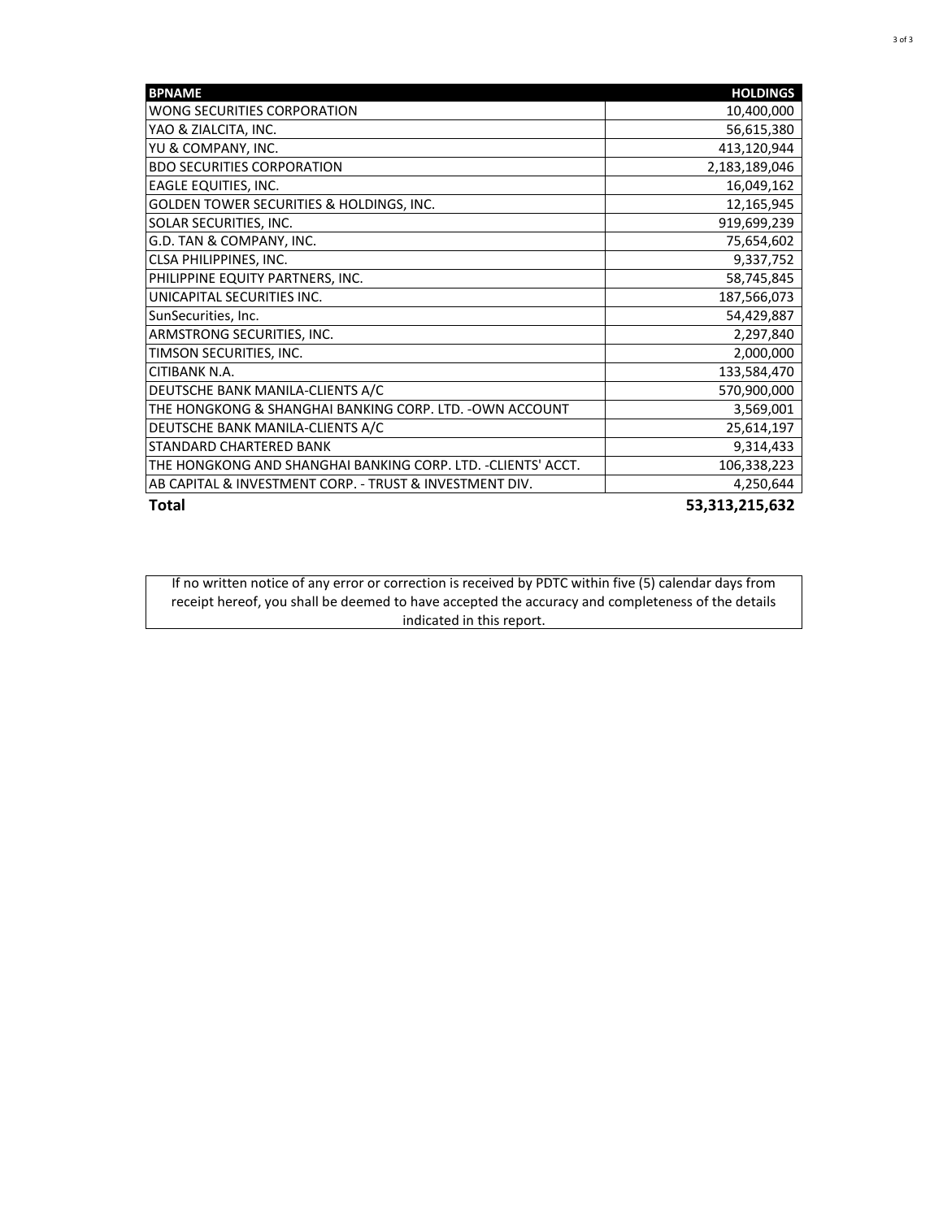| BPNAME | HOLDINGS |
| --- | --- |
| WONG SECURITIES CORPORATION | 10,400,000 |
| YAO & ZIALCITA, INC. | 56,615,380 |
| YU & COMPANY, INC. | 413,120,944 |
| BDO SECURITIES CORPORATION | 2,183,189,046 |
| EAGLE EQUITIES, INC. | 16,049,162 |
| GOLDEN TOWER SECURITIES & HOLDINGS, INC. | 12,165,945 |
| SOLAR SECURITIES, INC. | 919,699,239 |
| G.D. TAN & COMPANY, INC. | 75,654,602 |
| CLSA PHILIPPINES, INC. | 9,337,752 |
| PHILIPPINE EQUITY PARTNERS, INC. | 58,745,845 |
| UNICAPITAL SECURITIES INC. | 187,566,073 |
| SunSecurities, Inc. | 54,429,887 |
| ARMSTRONG SECURITIES, INC. | 2,297,840 |
| TIMSON SECURITIES, INC. | 2,000,000 |
| CITIBANK N.A. | 133,584,470 |
| DEUTSCHE BANK MANILA-CLIENTS A/C | 570,900,000 |
| THE HONGKONG & SHANGHAI BANKING CORP. LTD. -OWN ACCOUNT | 3,569,001 |
| DEUTSCHE BANK MANILA-CLIENTS A/C | 25,614,197 |
| STANDARD CHARTERED BANK | 9,314,433 |
| THE HONGKONG AND SHANGHAI BANKING CORP. LTD. -CLIENTS' ACCT. | 106,338,223 |
| AB CAPITAL & INVESTMENT CORP. - TRUST & INVESTMENT DIV. | 4,250,644 |
| **Total** | **53,313,215,632** |

If no written notice of any error or correction is received by PDTC within five (5) calendar days from receipt hereof, you shall be deemed to have accepted the accuracy and completeness of the details indicated in this report.